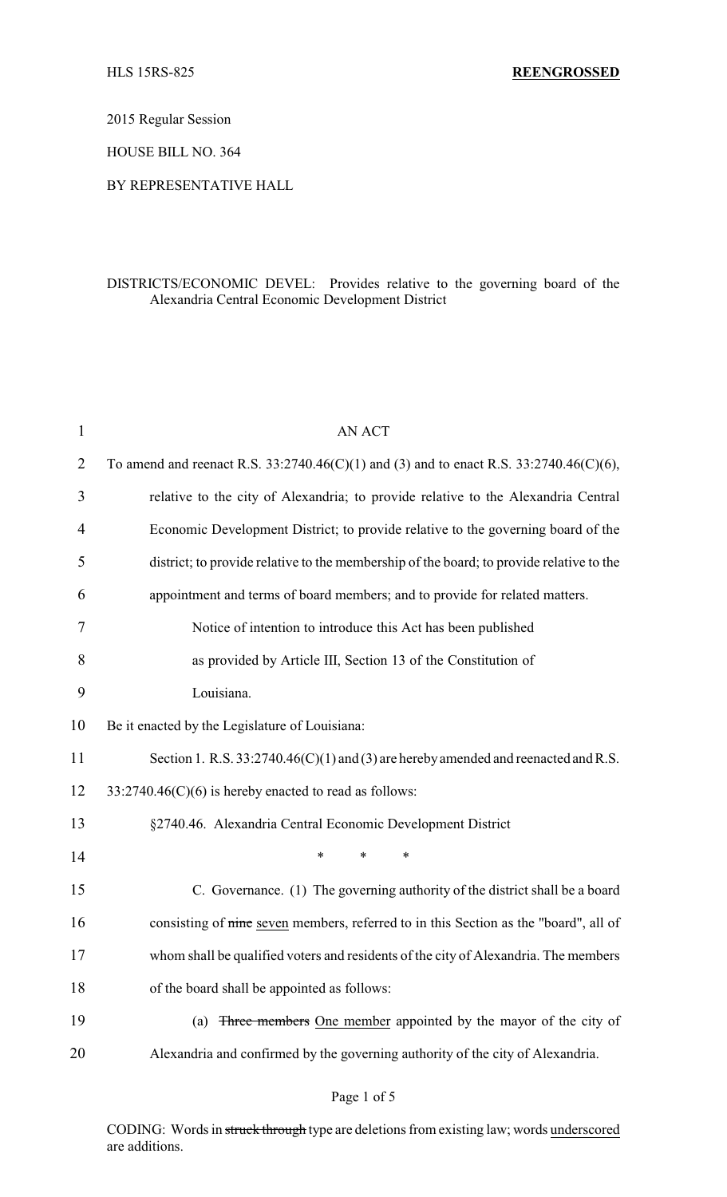HLS 15RS-825 **REENGROSSED**

2015 Regular Session

HOUSE BILL NO. 364

BY REPRESENTATIVE HALL

DISTRICTS/ECONOMIC DEVEL: Provides relative to the governing board of the Alexandria Central Economic Development District

AN ACT

To amend and reenact R.S. 33:2740.46(C)(1) and (3) and to enact R.S. 33:2740.46(C)(6), relative to the city of Alexandria; to provide relative to the Alexandria Central Economic Development District; to provide relative to the governing board of the district; to provide relative to the membership of the board; to provide relative to the appointment and terms of board members; and to provide for related matters.

Notice of intention to introduce this Act has been published as provided by Article III, Section 13 of the Constitution of Louisiana.

Be it enacted by the Legislature of Louisiana:

Section 1. R.S. 33:2740.46(C)(1) and (3) are hereby amended and reenacted and R.S. 33:2740.46(C)(6) is hereby enacted to read as follows:

§2740.46. Alexandria Central Economic Development District

\* \* \*

C. Governance. (1) The governing authority of the district shall be a board consisting of ~~nine~~ seven members, referred to in this Section as the "board", all of whom shall be qualified voters and residents of the city of Alexandria. The members of the board shall be appointed as follows:

(a) ~~Three members~~ One member appointed by the mayor of the city of Alexandria and confirmed by the governing authority of the city of Alexandria.

CODING: Words in ~~struck through~~ type are deletions from existing law; words underscored are additions.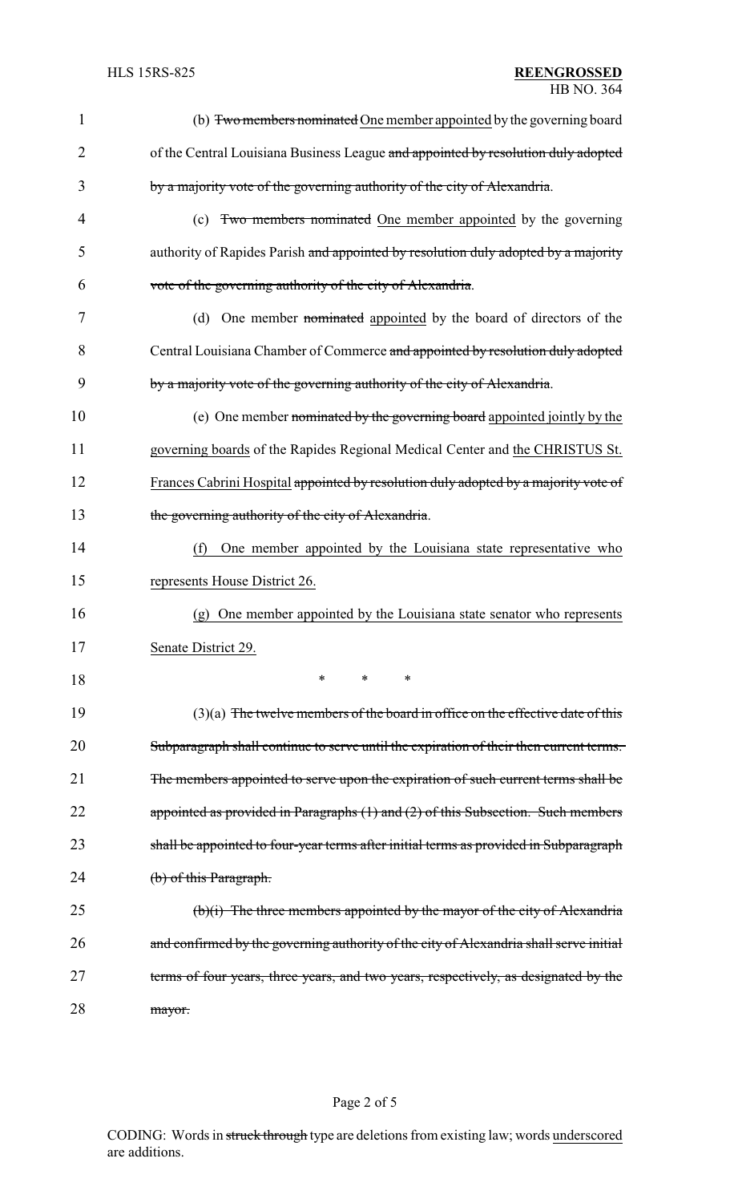(b) ~~Two members nominated~~ <u>One member appointed</u> by the governing board of the Central Louisiana Business League ~~and appointed by resolution duly adopted by a majority vote of the governing authority of the city of Alexandria~~.

(c) ~~Two members nominated~~ <u>One member appointed</u> by the governing authority of Rapides Parish ~~and appointed by resolution duly adopted by a majority vote of the governing authority of the city of Alexandria~~.

(d) One member ~~nominated~~ <u>appointed</u> by the board of directors of the Central Louisiana Chamber of Commerce ~~and appointed by resolution duly adopted by a majority vote of the governing authority of the city of Alexandria~~.

(e) One member ~~nominated by the governing board~~ <u>appointed jointly by the governing boards</u> of the Rapides Regional Medical Center and <u>the CHRISTUS St. Frances Cabrini Hospital</u> ~~appointed by resolution duly adopted by a majority vote of the governing authority of the city of Alexandria~~.

<u>(f) One member appointed by the Louisiana state representative who represents House District 26.</u>

<u>(g) One member appointed by the Louisiana state senator who represents Senate District 29.</u>

\* \* \*

(3)(a) ~~The twelve members of the board in office on the effective date of this Subparagraph shall continue to serve until the expiration of their then current terms. The members appointed to serve upon the expiration of such current terms shall be appointed as provided in Paragraphs (1) and (2) of this Subsection. Such members shall be appointed to four-year terms after initial terms as provided in Subparagraph (b) of this Paragraph.~~

~~(b)(i) The three members appointed by the mayor of the city of Alexandria and confirmed by the governing authority of the city of Alexandria shall serve initial terms of four years, three years, and two years, respectively, as designated by the mayor.~~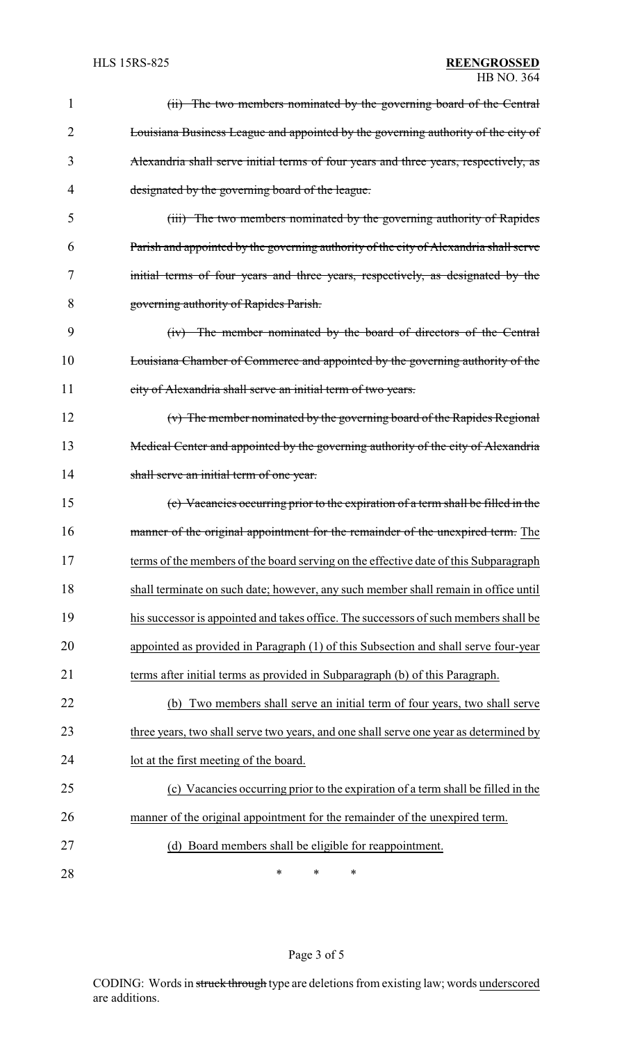~~(ii) The two members nominated by the governing board of the Central Louisiana Business League and appointed by the governing authority of the city of Alexandria shall serve initial terms of four years and three years, respectively, as designated by the governing board of the league.~~

~~(iii) The two members nominated by the governing authority of Rapides Parish and appointed by the governing authority of the city of Alexandria shall serve initial terms of four years and three years, respectively, as designated by the governing authority of Rapides Parish.~~

~~(iv) The member nominated by the board of directors of the Central Louisiana Chamber of Commerce and appointed by the governing authority of the city of Alexandria shall serve an initial term of two years.~~

~~(v) The member nominated by the governing board of the Rapides Regional Medical Center and appointed by the governing authority of the city of Alexandria shall serve an initial term of one year.~~

~~(c) Vacancies occurring prior to the expiration of a term shall be filled in the manner of the original appointment for the remainder of the unexpired term.~~ <u>The terms of the members of the board serving on the effective date of this Subparagraph shall terminate on such date; however, any such member shall remain in office until his successor is appointed and takes office. The successors of such members shall be appointed as provided in Paragraph (1) of this Subsection and shall serve four-year terms after initial terms as provided in Subparagraph (b) of this Paragraph.</u>

<u>(b) Two members shall serve an initial term of four years, two shall serve three years, two shall serve two years, and one shall serve one year as determined by lot at the first meeting of the board.</u>

<u>(c) Vacancies occurring prior to the expiration of a term shall be filled in the manner of the original appointment for the remainder of the unexpired term.</u>

<u>(d) Board members shall be eligible for reappointment.</u>

\* \* \*

CODING: Words in ~~struck through~~ type are deletions from existing law; words <u>underscored</u> are additions.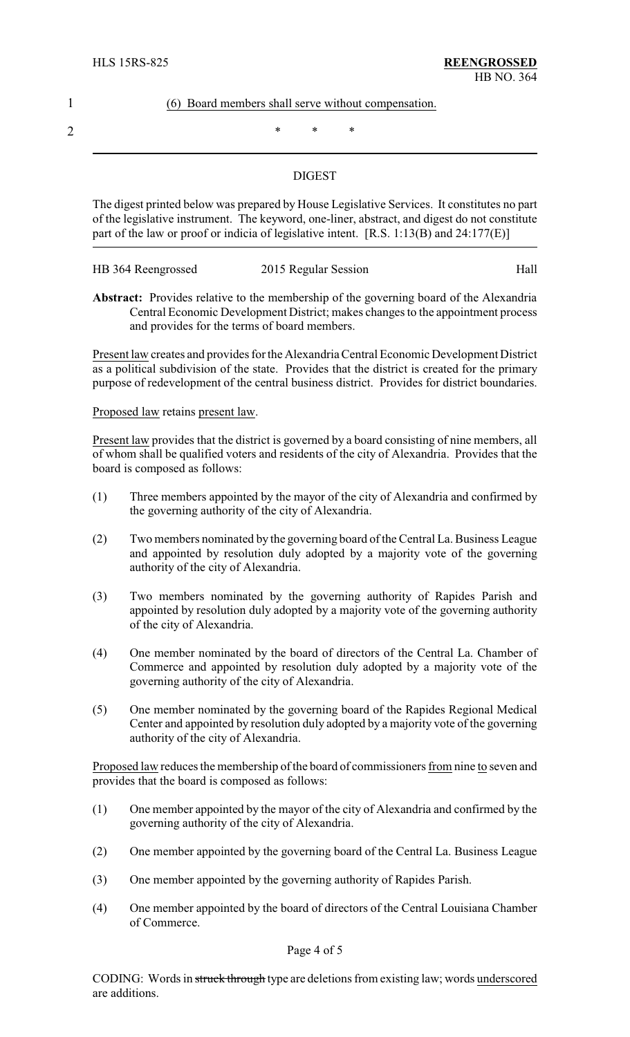(6) <u>Board members shall serve without compensation.</u>

\* \* \*

## DIGEST

The digest printed below was prepared by House Legislative Services. It constitutes no part of the legislative instrument. The keyword, one-liner, abstract, and digest do not constitute part of the law or proof or indicia of legislative intent. [R.S. 1:13(B) and 24:177(E)]

HB 364 Reengrossed — 2015 Regular Session — Hall

**Abstract:** Provides relative to the membership of the governing board of the Alexandria Central Economic Development District; makes changes to the appointment process and provides for the terms of board members.

<u>Present law</u> creates and provides for the Alexandria Central Economic Development District as a political subdivision of the state. Provides that the district is created for the primary purpose of redevelopment of the central business district. Provides for district boundaries.

<u>Proposed law</u> retains <u>present law</u>.

<u>Present law</u> provides that the district is governed by a board consisting of nine members, all of whom shall be qualified voters and residents of the city of Alexandria. Provides that the board is composed as follows:

(1) Three members appointed by the mayor of the city of Alexandria and confirmed by the governing authority of the city of Alexandria.

(2) Two members nominated by the governing board of the Central La. Business League and appointed by resolution duly adopted by a majority vote of the governing authority of the city of Alexandria.

(3) Two members nominated by the governing authority of Rapides Parish and appointed by resolution duly adopted by a majority vote of the governing authority of the city of Alexandria.

(4) One member nominated by the board of directors of the Central La. Chamber of Commerce and appointed by resolution duly adopted by a majority vote of the governing authority of the city of Alexandria.

(5) One member nominated by the governing board of the Rapides Regional Medical Center and appointed by resolution duly adopted by a majority vote of the governing authority of the city of Alexandria.

<u>Proposed law</u> reduces the membership of the board of commissioners <u>from</u> nine <u>to</u> seven and provides that the board is composed as follows:

(1) One member appointed by the mayor of the city of Alexandria and confirmed by the governing authority of the city of Alexandria.

(2) One member appointed by the governing board of the Central La. Business League

(3) One member appointed by the governing authority of Rapides Parish.

(4) One member appointed by the board of directors of the Central Louisiana Chamber of Commerce.

CODING: Words in ~~struck through~~ type are deletions from existing law; words <u>underscored</u> are additions.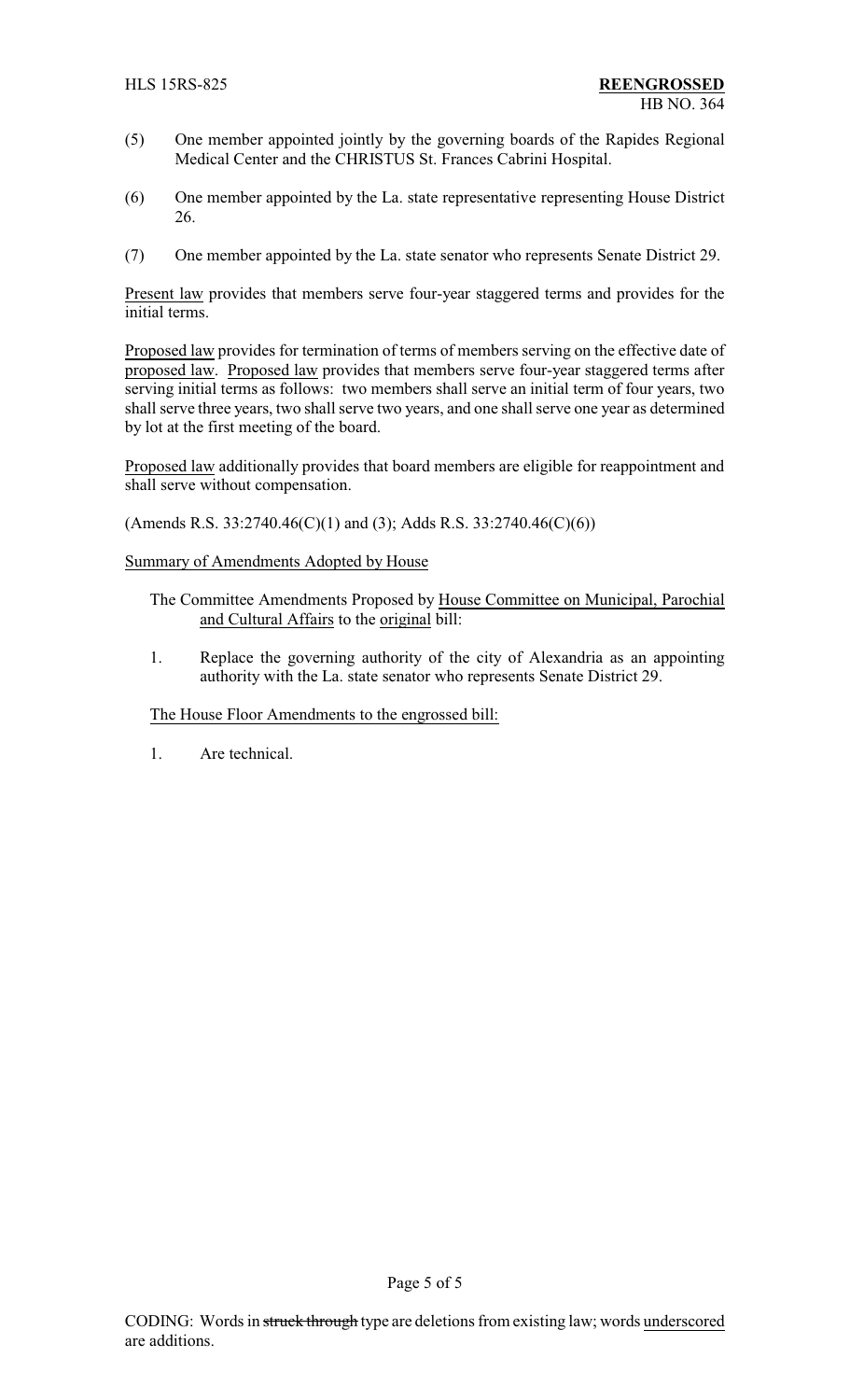(5) One member appointed jointly by the governing boards of the Rapides Regional Medical Center and the CHRISTUS St. Frances Cabrini Hospital.

(6) One member appointed by the La. state representative representing House District 26.

(7) One member appointed by the La. state senator who represents Senate District 29.

<u>Present law</u> provides that members serve four-year staggered terms and provides for the initial terms.

<u>Proposed law</u> provides for termination of terms of members serving on the effective date of <u>proposed law</u>. <u>Proposed law</u> provides that members serve four-year staggered terms after serving initial terms as follows: two members shall serve an initial term of four years, two shall serve three years, two shall serve two years, and one shall serve one year as determined by lot at the first meeting of the board.

<u>Proposed law</u> additionally provides that board members are eligible for reappointment and shall serve without compensation.

(Amends R.S. 33:2740.46(C)(1) and (3); Adds R.S. 33:2740.46(C)(6))

<u>Summary of Amendments Adopted by House</u>

The Committee Amendments Proposed by <u>House Committee on Municipal, Parochial and Cultural Affairs</u> to the <u>original</u> bill:

1. Replace the governing authority of the city of Alexandria as an appointing authority with the La. state senator who represents Senate District 29.

<u>The House Floor Amendments to the engrossed bill:</u>

1. Are technical.

CODING: Words in ~~struck through~~ type are deletions from existing law; words <u>underscored</u> are additions.